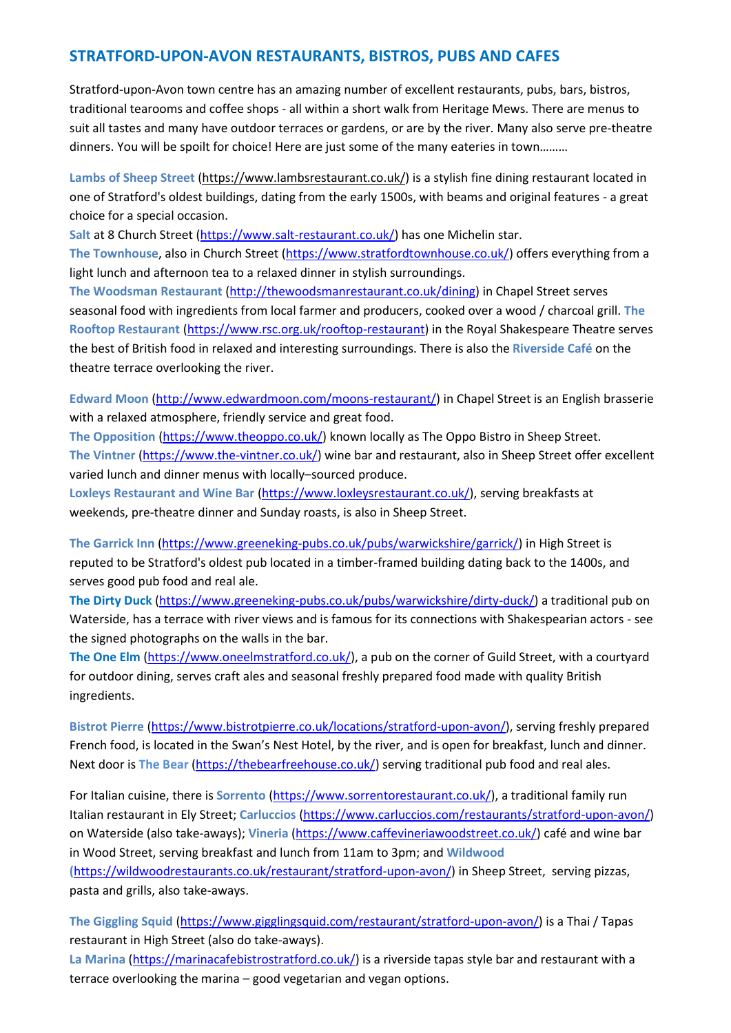## STRATFORD-UPON-AVON RESTAURANTS, BISTROS, PUBS AND CAFES

Stratford-upon-Avon town centre has an amazing number of excellent restaurants, pubs, bars, bistros, traditional tearooms and coffee shops - all within a short walk from Heritage Mews. There are menus to suit all tastes and many have outdoor terraces or gardens, or are by the river. Many also serve pre-theatre dinners. You will be spoilt for choice! Here are just some of the many eateries in town………

**Lambs of Sheep Street** (https://www.lambsrestaurant.co.uk/) is a stylish fine dining restaurant located in one of Stratford's oldest buildings, dating from the early 1500s, with beams and original features - a great choice for a special occasion.
**Salt** at 8 Church Street (https://www.salt-restaurant.co.uk/) has one Michelin star.
**The Townhouse**, also in Church Street (https://www.stratfordtownhouse.co.uk/) offers everything from a light lunch and afternoon tea to a relaxed dinner in stylish surroundings.
**The Woodsman Restaurant** (http://thewoodsmanrestaurant.co.uk/dining) in Chapel Street serves seasonal food with ingredients from local farmer and producers, cooked over a wood / charcoal grill. **The Rooftop Restaurant** (https://www.rsc.org.uk/rooftop-restaurant) in the Royal Shakespeare Theatre serves the best of British food in relaxed and interesting surroundings. There is also the **Riverside Café** on the theatre terrace overlooking the river.

**Edward Moon** (http://www.edwardmoon.com/moons-restaurant/) in Chapel Street is an English brasserie with a relaxed atmosphere, friendly service and great food.
**The Opposition** (https://www.theoppo.co.uk/) known locally as The Oppo Bistro in Sheep Street.
**The Vintner** (https://www.the-vintner.co.uk/) wine bar and restaurant, also in Sheep Street offer excellent varied lunch and dinner menus with locally–sourced produce.
**Loxleys Restaurant and Wine Bar** (https://www.loxleysrestaurant.co.uk/), serving breakfasts at weekends, pre-theatre dinner and Sunday roasts, is also in Sheep Street.

**The Garrick Inn** (https://www.greeneking-pubs.co.uk/pubs/warwickshire/garrick/) in High Street is reputed to be Stratford's oldest pub located in a timber-framed building dating back to the 1400s, and serves good pub food and real ale.
**The Dirty Duck** (https://www.greeneking-pubs.co.uk/pubs/warwickshire/dirty-duck/) a traditional pub on Waterside, has a terrace with river views and is famous for its connections with Shakespearian actors - see the signed photographs on the walls in the bar.
**The One Elm** (https://www.oneelmstratford.co.uk/), a pub on the corner of Guild Street, with a courtyard for outdoor dining, serves craft ales and seasonal freshly prepared food made with quality British ingredients.

**Bistrot Pierre** (https://www.bistrotpierre.co.uk/locations/stratford-upon-avon/), serving freshly prepared French food, is located in the Swan's Nest Hotel, by the river, and is open for breakfast, lunch and dinner. Next door is **The Bear** (https://thebearfreehouse.co.uk/) serving traditional pub food and real ales.

For Italian cuisine, there is **Sorrento** (https://www.sorrentorestaurant.co.uk/), a traditional family run Italian restaurant in Ely Street; **Carluccios** (https://www.carluccios.com/restaurants/stratford-upon-avon/) on Waterside (also take-aways); **Vineria** (https://www.caffevineriawoodstreet.co.uk/) café and wine bar in Wood Street, serving breakfast and lunch from 11am to 3pm; and **Wildwood** (https://wildwoodrestaurants.co.uk/restaurant/stratford-upon-avon/) in Sheep Street, serving pizzas, pasta and grills, also take-aways.

**The Giggling Squid** (https://www.gigglingsquid.com/restaurant/stratford-upon-avon/) is a Thai / Tapas restaurant in High Street (also do take-aways).
**La Marina** (https://marinacafebistrostratford.co.uk/) is a riverside tapas style bar and restaurant with a terrace overlooking the marina – good vegetarian and vegan options.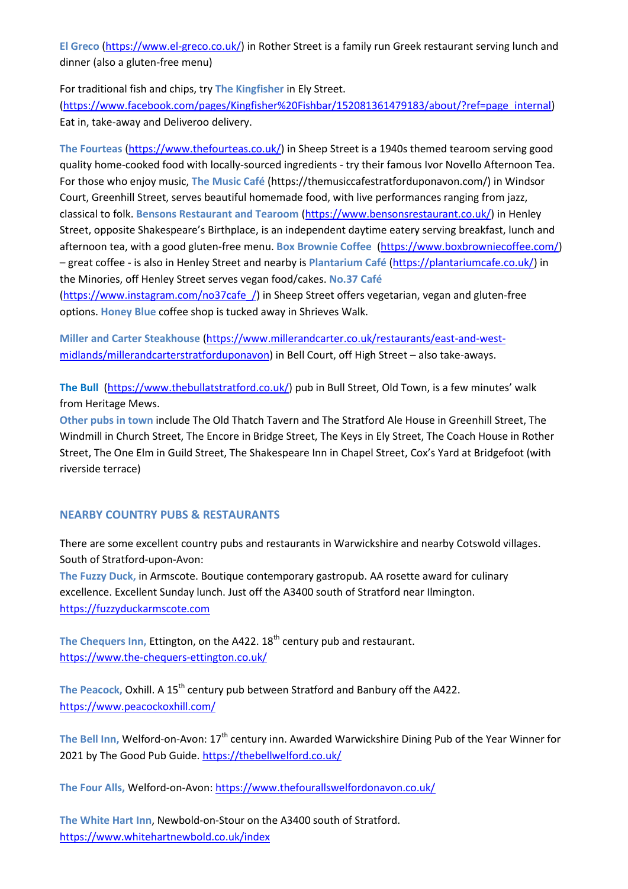**El Greco** (https://www.el-greco.co.uk/) in Rother Street is a family run Greek restaurant serving lunch and dinner (also a gluten-free menu)

For traditional fish and chips, try **The Kingfisher** in Ely Street. (https://www.facebook.com/pages/Kingfisher%20Fishbar/152081361479183/about/?ref=page_internal) Eat in, take-away and Deliveroo delivery.

**The Fourteas** (https://www.thefourteas.co.uk/) in Sheep Street is a 1940s themed tearoom serving good quality home-cooked food with locally-sourced ingredients - try their famous Ivor Novello Afternoon Tea. For those who enjoy music, **The Music Café** (https://themusiccafestratforduponavon.com/) in Windsor Court, Greenhill Street, serves beautiful homemade food, with live performances ranging from jazz, classical to folk. **Bensons Restaurant and Tearoom** (https://www.bensonsrestaurant.co.uk/) in Henley Street, opposite Shakespeare's Birthplace, is an independent daytime eatery serving breakfast, lunch and afternoon tea, with a good gluten-free menu. **Box Brownie Coffee** (https://www.boxbrowniecoffee.com/) – great coffee - is also in Henley Street and nearby is **Plantarium Café** (https://plantariumcafe.co.uk/) in the Minories, off Henley Street serves vegan food/cakes. **No.37 Café** (https://www.instagram.com/no37cafe_/) in Sheep Street offers vegetarian, vegan and gluten-free options. **Honey Blue** coffee shop is tucked away in Shrieves Walk.

**Miller and Carter Steakhouse** (https://www.millerandcarter.co.uk/restaurants/east-and-west-midlands/millerandcarterstratforduponavon) in Bell Court, off High Street – also take-aways.

**The Bull** (https://www.thebullatstratford.co.uk/) pub in Bull Street, Old Town, is a few minutes' walk from Heritage Mews.

**Other pubs in town** include The Old Thatch Tavern and The Stratford Ale House in Greenhill Street, The Windmill in Church Street, The Encore in Bridge Street, The Keys in Ely Street, The Coach House in Rother Street, The One Elm in Guild Street, The Shakespeare Inn in Chapel Street, Cox's Yard at Bridgefoot (with riverside terrace)

## NEARBY COUNTRY PUBS & RESTAURANTS

There are some excellent country pubs and restaurants in Warwickshire and nearby Cotswold villages. South of Stratford-upon-Avon:

**The Fuzzy Duck,** in Armscote. Boutique contemporary gastropub. AA rosette award for culinary excellence. Excellent Sunday lunch. Just off the A3400 south of Stratford near Ilmington. https://fuzzyduckarmscote.com

**The Chequers Inn,** Ettington, on the A422. 18th century pub and restaurant. https://www.the-chequers-ettington.co.uk/

**The Peacock,** Oxhill. A 15th century pub between Stratford and Banbury off the A422. https://www.peacockoxhill.com/

**The Bell Inn,** Welford-on-Avon: 17th century inn. Awarded Warwickshire Dining Pub of the Year Winner for 2021 by The Good Pub Guide. https://thebellwelford.co.uk/

**The Four Alls,** Welford-on-Avon: https://www.thefourallswelfordonavon.co.uk/

**The White Hart Inn**, Newbold-on-Stour on the A3400 south of Stratford. https://www.whitehartnewbold.co.uk/index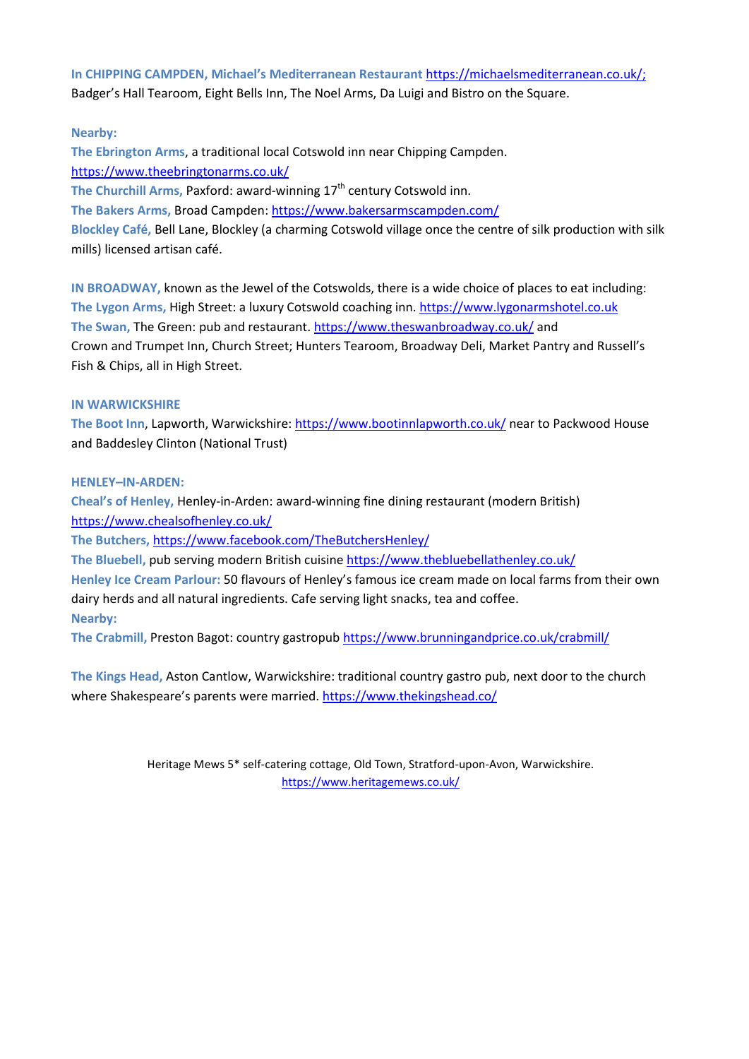**In CHIPPING CAMPDEN, Michael's Mediterranean Restaurant** https://michaelsmediterranean.co.uk/; Badger's Hall Tearoom, Eight Bells Inn, The Noel Arms, Da Luigi and Bistro on the Square.

**Nearby:**

**The Ebrington Arms**, a traditional local Cotswold inn near Chipping Campden.
https://www.theebringtonarms.co.uk/

**The Churchill Arms,** Paxford: award-winning 17th century Cotswold inn.

**The Bakers Arms,** Broad Campden: https://www.bakersarmscampden.com/

**Blockley Café,** Bell Lane, Blockley (a charming Cotswold village once the centre of silk production with silk mills) licensed artisan café.

**IN BROADWAY,** known as the Jewel of the Cotswolds, there is a wide choice of places to eat including:

**The Lygon Arms,** High Street: a luxury Cotswold coaching inn. https://www.lygonarmshotel.co.uk

**The Swan,** The Green: pub and restaurant. https://www.theswanbroadway.co.uk/ and
Crown and Trumpet Inn, Church Street; Hunters Tearoom, Broadway Deli, Market Pantry and Russell's Fish & Chips, all in High Street.

**IN WARWICKSHIRE**

**The Boot Inn**, Lapworth, Warwickshire: https://www.bootinnlapworth.co.uk/ near to Packwood House and Baddesley Clinton (National Trust)

**HENLEY–IN-ARDEN:**

**Cheal's of Henley,** Henley-in-Arden: award-winning fine dining restaurant (modern British)
https://www.chealsofhenley.co.uk/

**The Butchers,** https://www.facebook.com/TheButchersHenley/

**The Bluebell,** pub serving modern British cuisine https://www.thebluebellathenley.co.uk/

**Henley Ice Cream Parlour:** 50 flavours of Henley's famous ice cream made on local farms from their own dairy herds and all natural ingredients. Cafe serving light snacks, tea and coffee.

**Nearby:**

**The Crabmill,** Preston Bagot: country gastropub https://www.brunningandprice.co.uk/crabmill/

**The Kings Head,** Aston Cantlow, Warwickshire: traditional country gastro pub, next door to the church where Shakespeare's parents were married. https://www.thekingshead.co/

Heritage Mews 5* self-catering cottage, Old Town, Stratford-upon-Avon, Warwickshire.
https://www.heritagemews.co.uk/